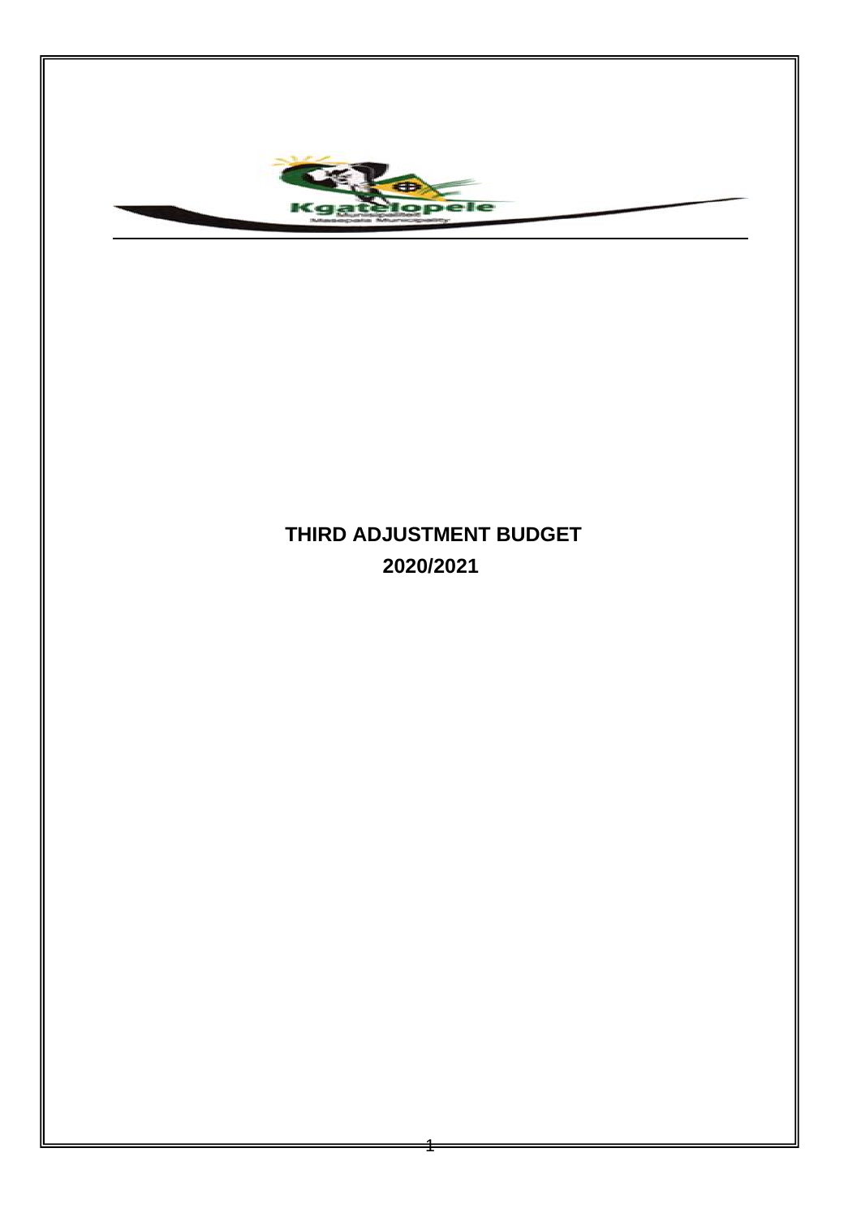# THIRD ADJUSTMENT BUDGET

# 2020/2021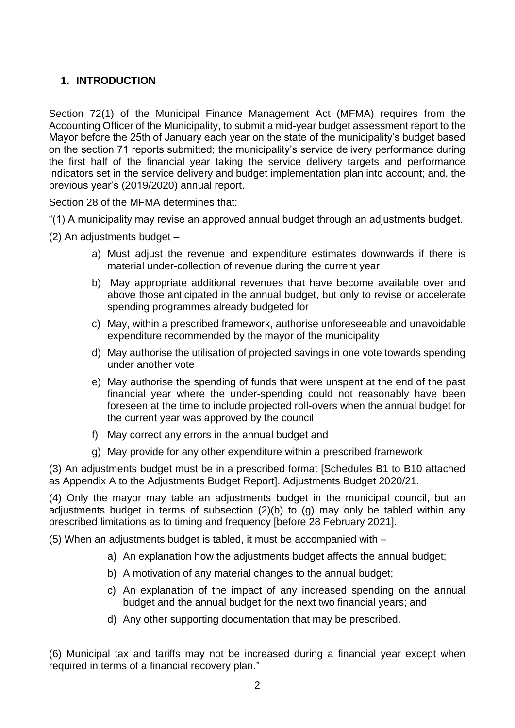## 1. INTRODUCTION

Section 72(1) of the Municipal Finance Management Act (MFMA) requires from the Accounting Officer of the Municipality, to submit a mid-year budget assessment report to the Mayor before the 25th of January each year on the state of the municipality's budget based on the section 71 reports submitted; the municipality's service delivery performance during the first half of the financial year taking the service delivery targets and performance indicators set in the service delivery and budget implementation plan into account; and, the previous year's (2019/2020) annual report.

Section 28 of the MFMA determines that:

"(1) A municipality may revise an approved annual budget through an adjustments budget.

(2) An adjustments budget –

a) Must adjust the revenue and expenditure estimates downwards if there is material under-collection of revenue during the current year
b) May appropriate additional revenues that have become available over and above those anticipated in the annual budget, but only to revise or accelerate spending programmes already budgeted for
c) May, within a prescribed framework, authorise unforeseeable and unavoidable expenditure recommended by the mayor of the municipality
d) May authorise the utilisation of projected savings in one vote towards spending under another vote
e) May authorise the spending of funds that were unspent at the end of the past financial year where the under-spending could not reasonably have been foreseen at the time to include projected roll-overs when the annual budget for the current year was approved by the council
f) May correct any errors in the annual budget and
g) May provide for any other expenditure within a prescribed framework

(3) An adjustments budget must be in a prescribed format [Schedules B1 to B10 attached as Appendix A to the Adjustments Budget Report]. Adjustments Budget 2020/21.

(4) Only the mayor may table an adjustments budget in the municipal council, but an adjustments budget in terms of subsection (2)(b) to (g) may only be tabled within any prescribed limitations as to timing and frequency [before 28 February 2021].

(5) When an adjustments budget is tabled, it must be accompanied with –

a) An explanation how the adjustments budget affects the annual budget;
b) A motivation of any material changes to the annual budget;
c) An explanation of the impact of any increased spending on the annual budget and the annual budget for the next two financial years; and
d) Any other supporting documentation that may be prescribed.

(6) Municipal tax and tariffs may not be increased during a financial year except when required in terms of a financial recovery plan."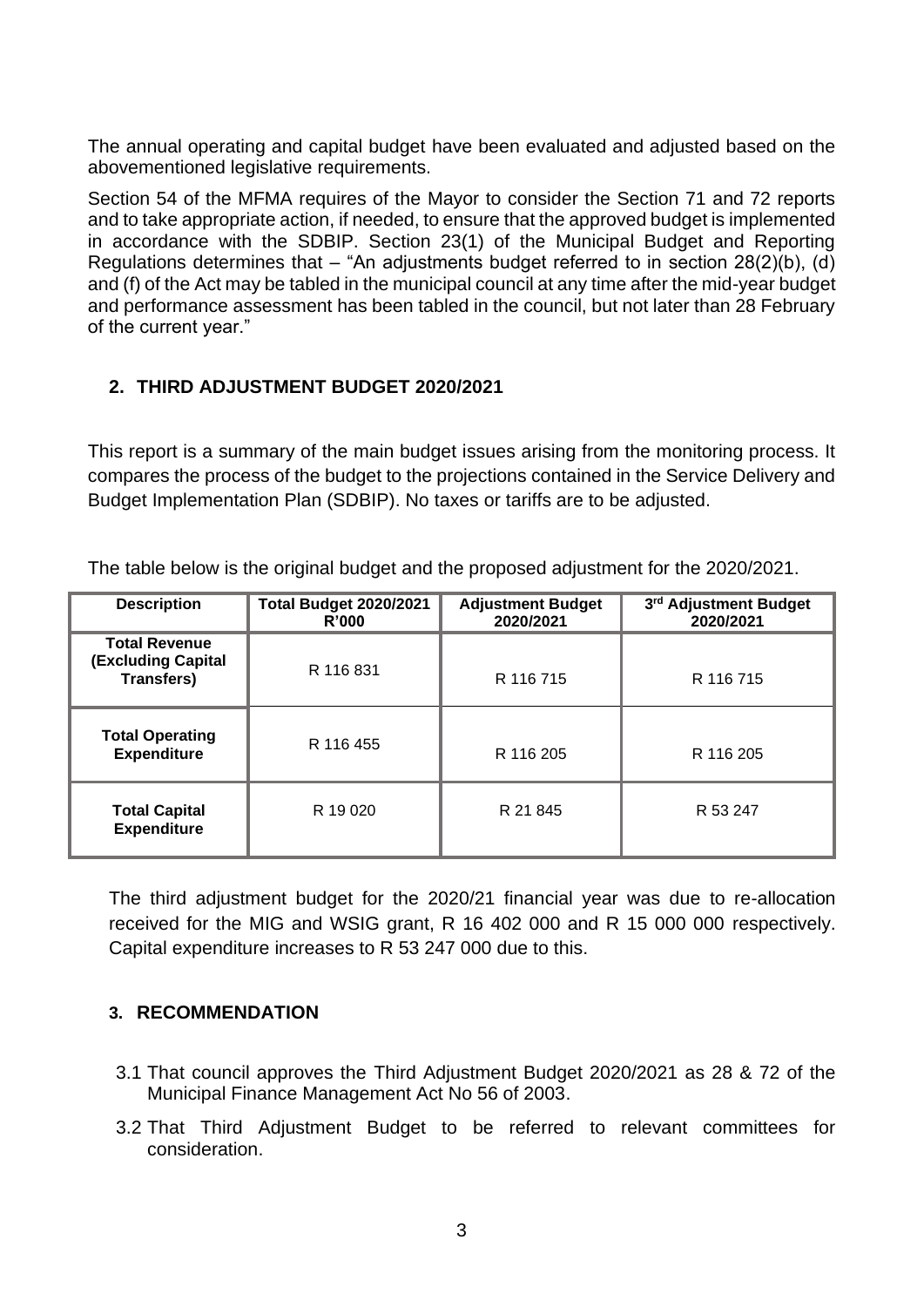The annual operating and capital budget have been evaluated and adjusted based on the abovementioned legislative requirements.

Section 54 of the MFMA requires of the Mayor to consider the Section 71 and 72 reports and to take appropriate action, if needed, to ensure that the approved budget is implemented in accordance with the SDBIP. Section 23(1) of the Municipal Budget and Reporting Regulations determines that – "An adjustments budget referred to in section 28(2)(b), (d) and (f) of the Act may be tabled in the municipal council at any time after the mid-year budget and performance assessment has been tabled in the council, but not later than 28 February of the current year."

## 2. THIRD ADJUSTMENT BUDGET 2020/2021

This report is a summary of the main budget issues arising from the monitoring process. It compares the process of the budget to the projections contained in the Service Delivery and Budget Implementation Plan (SDBIP). No taxes or tariffs are to be adjusted.

The table below is the original budget and the proposed adjustment for the 2020/2021.

| Description | Total Budget 2020/2021 R'000 | Adjustment Budget 2020/2021 | 3rd Adjustment Budget 2020/2021 |
|---|---|---|---|
| **Total Revenue (Excluding Capital Transfers)** | R 116 831 | R 116 715 | R 116 715 |
| **Total Operating Expenditure** | R 116 455 | R 116 205 | R 116 205 |
| **Total Capital Expenditure** | R 19 020 | R 21 845 | R 53 247 |

The third adjustment budget for the 2020/21 financial year was due to re-allocation received for the MIG and WSIG grant, R 16 402 000 and R 15 000 000 respectively. Capital expenditure increases to R 53 247 000 due to this.

## 3. RECOMMENDATION

3.1 That council approves the Third Adjustment Budget 2020/2021 as 28 & 72 of the Municipal Finance Management Act No 56 of 2003.

3.2 That Third Adjustment Budget to be referred to relevant committees for consideration.